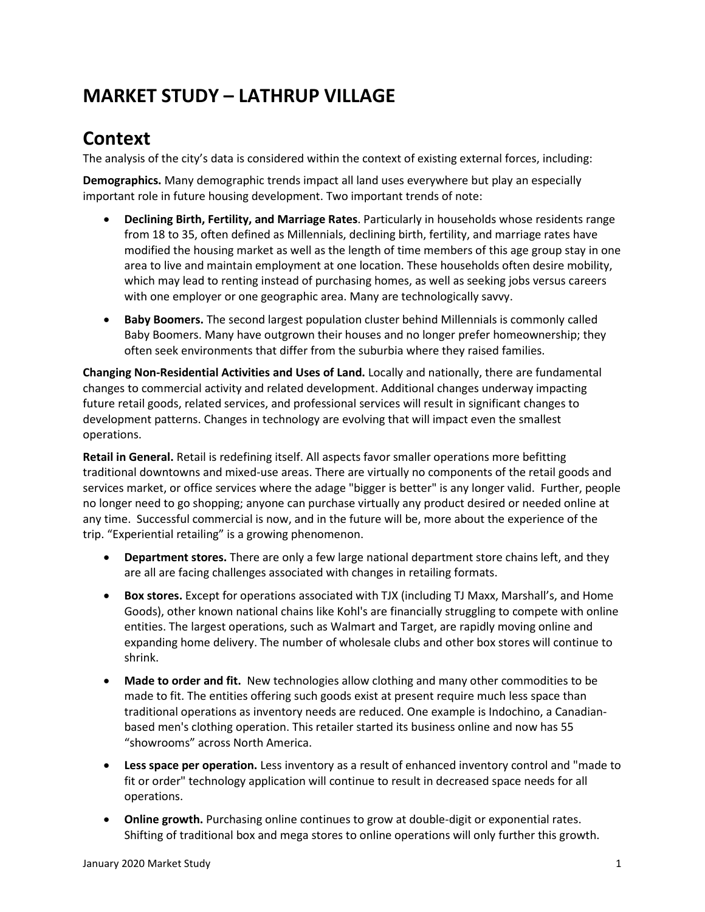# MARKET STUDY – LATHRUP VILLAGE

## Context

The analysis of the city's data is considered within the context of existing external forces, including:

**Demographics.** Many demographic trends impact all land uses everywhere but play an especially important role in future housing development. Two important trends of note:

- **Declining Birth, Fertility, and Marriage Rates**. Particularly in households whose residents range from 18 to 35, often defined as Millennials, declining birth, fertility, and marriage rates have modified the housing market as well as the length of time members of this age group stay in one area to live and maintain employment at one location. These households often desire mobility, which may lead to renting instead of purchasing homes, as well as seeking jobs versus careers with one employer or one geographic area. Many are technologically savvy.
- **Baby Boomers.** The second largest population cluster behind Millennials is commonly called Baby Boomers. Many have outgrown their houses and no longer prefer homeownership; they often seek environments that differ from the suburbia where they raised families.

**Changing Non-Residential Activities and Uses of Land.** Locally and nationally, there are fundamental changes to commercial activity and related development. Additional changes underway impacting future retail goods, related services, and professional services will result in significant changes to development patterns. Changes in technology are evolving that will impact even the smallest operations.

**Retail in General.** Retail is redefining itself. All aspects favor smaller operations more befitting traditional downtowns and mixed-use areas. There are virtually no components of the retail goods and services market, or office services where the adage "bigger is better" is any longer valid. Further, people no longer need to go shopping; anyone can purchase virtually any product desired or needed online at any time. Successful commercial is now, and in the future will be, more about the experience of the trip. "Experiential retailing" is a growing phenomenon.

- **Department stores.** There are only a few large national department store chains left, and they are all are facing challenges associated with changes in retailing formats.
- **Box stores.** Except for operations associated with TJX (including TJ Maxx, Marshall's, and Home Goods), other known national chains like Kohl's are financially struggling to compete with online entities. The largest operations, such as Walmart and Target, are rapidly moving online and expanding home delivery. The number of wholesale clubs and other box stores will continue to shrink.
- **Made to order and fit.** New technologies allow clothing and many other commodities to be made to fit. The entities offering such goods exist at present require much less space than traditional operations as inventory needs are reduced. One example is Indochino, a Canadian-based men's clothing operation. This retailer started its business online and now has 55 "showrooms" across North America.
- **Less space per operation.** Less inventory as a result of enhanced inventory control and "made to fit or order" technology application will continue to result in decreased space needs for all operations.
- **Online growth.** Purchasing online continues to grow at double-digit or exponential rates. Shifting of traditional box and mega stores to online operations will only further this growth.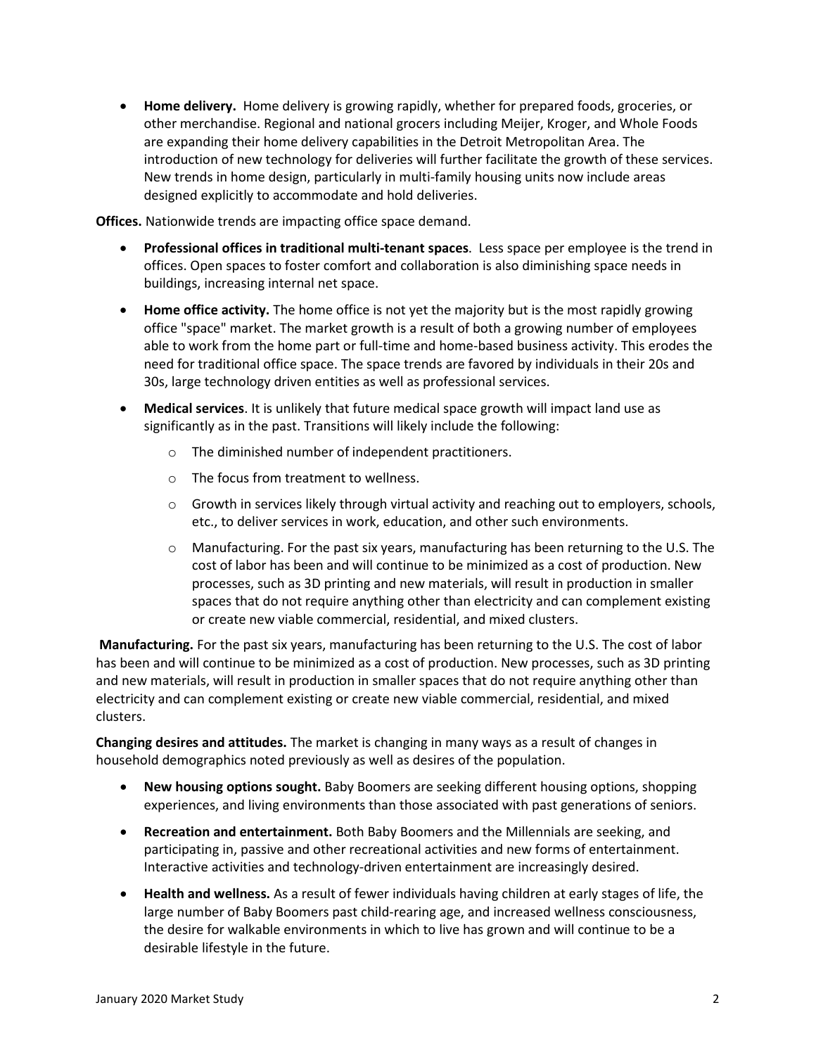- **Home delivery.** Home delivery is growing rapidly, whether for prepared foods, groceries, or other merchandise. Regional and national grocers including Meijer, Kroger, and Whole Foods are expanding their home delivery capabilities in the Detroit Metropolitan Area. The introduction of new technology for deliveries will further facilitate the growth of these services. New trends in home design, particularly in multi-family housing units now include areas designed explicitly to accommodate and hold deliveries.

**Offices.** Nationwide trends are impacting office space demand.

- **Professional offices in traditional multi-tenant spaces**. Less space per employee is the trend in offices. Open spaces to foster comfort and collaboration is also diminishing space needs in buildings, increasing internal net space.
- **Home office activity.** The home office is not yet the majority but is the most rapidly growing office "space" market. The market growth is a result of both a growing number of employees able to work from the home part or full-time and home-based business activity. This erodes the need for traditional office space. The space trends are favored by individuals in their 20s and 30s, large technology driven entities as well as professional services.
- **Medical services**. It is unlikely that future medical space growth will impact land use as significantly as in the past. Transitions will likely include the following:
    - The diminished number of independent practitioners.
    - The focus from treatment to wellness.
    - Growth in services likely through virtual activity and reaching out to employers, schools, etc., to deliver services in work, education, and other such environments.
    - Manufacturing. For the past six years, manufacturing has been returning to the U.S. The cost of labor has been and will continue to be minimized as a cost of production. New processes, such as 3D printing and new materials, will result in production in smaller spaces that do not require anything other than electricity and can complement existing or create new viable commercial, residential, and mixed clusters.

**Manufacturing.** For the past six years, manufacturing has been returning to the U.S. The cost of labor has been and will continue to be minimized as a cost of production. New processes, such as 3D printing and new materials, will result in production in smaller spaces that do not require anything other than electricity and can complement existing or create new viable commercial, residential, and mixed clusters.

**Changing desires and attitudes.** The market is changing in many ways as a result of changes in household demographics noted previously as well as desires of the population.

- **New housing options sought.** Baby Boomers are seeking different housing options, shopping experiences, and living environments than those associated with past generations of seniors.
- **Recreation and entertainment.** Both Baby Boomers and the Millennials are seeking, and participating in, passive and other recreational activities and new forms of entertainment. Interactive activities and technology-driven entertainment are increasingly desired.
- **Health and wellness.** As a result of fewer individuals having children at early stages of life, the large number of Baby Boomers past child-rearing age, and increased wellness consciousness, the desire for walkable environments in which to live has grown and will continue to be a desirable lifestyle in the future.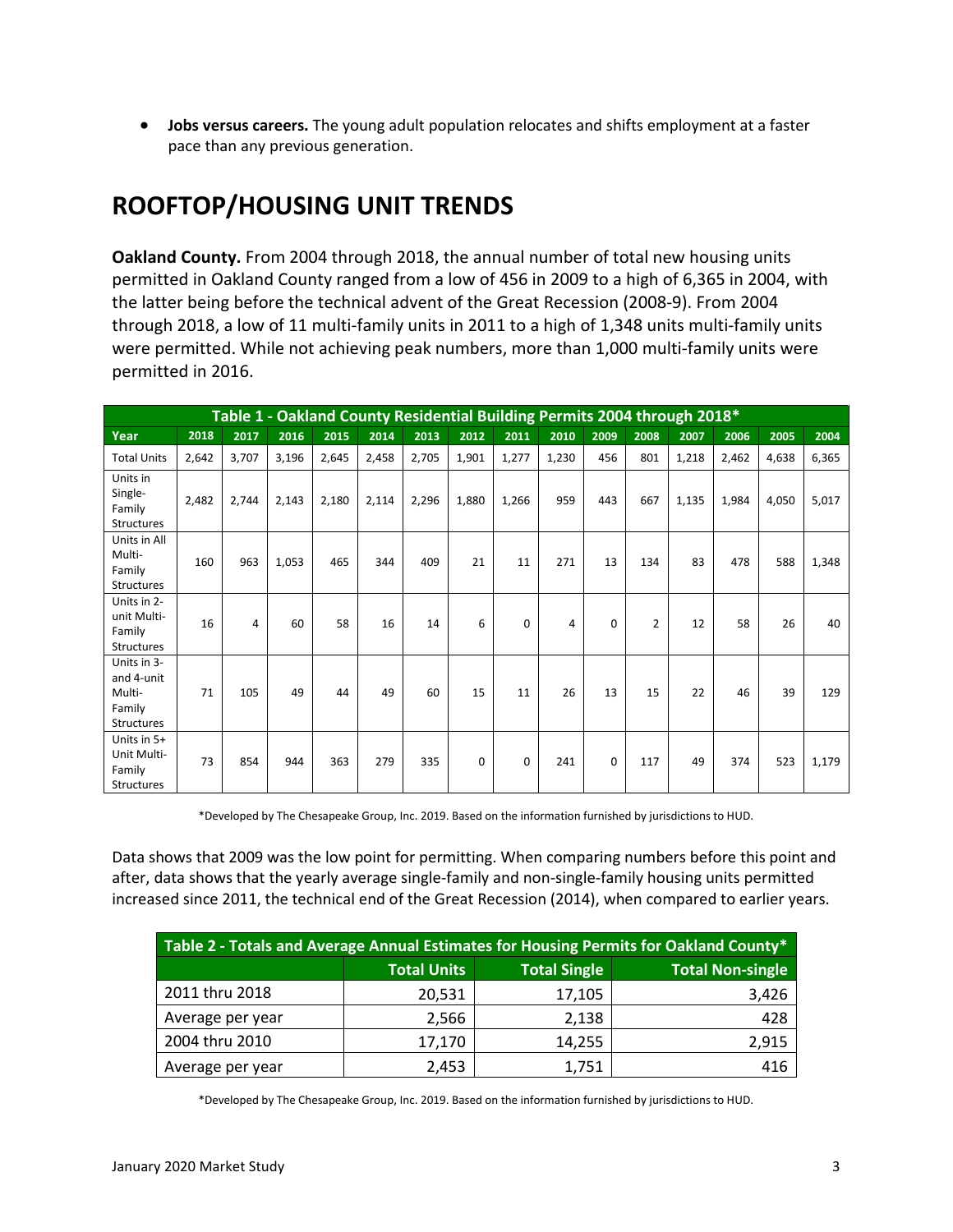- **Jobs versus careers.** The young adult population relocates and shifts employment at a faster pace than any previous generation.

## ROOFTOP/HOUSING UNIT TRENDS

**Oakland County.** From 2004 through 2018, the annual number of total new housing units permitted in Oakland County ranged from a low of 456 in 2009 to a high of 6,365 in 2004, with the latter being before the technical advent of the Great Recession (2008-9). From 2004 through 2018, a low of 11 multi-family units in 2011 to a high of 1,348 units multi-family units were permitted. While not achieving peak numbers, more than 1,000 multi-family units were permitted in 2016.

| Table 1 - Oakland County Residential Building Permits 2004 through 2018* | | | | | | | | | | | | | | | |
|---|---|---|---|---|---|---|---|---|---|---|---|---|---|---|---|
| Year | 2018 | 2017 | 2016 | 2015 | 2014 | 2013 | 2012 | 2011 | 2010 | 2009 | 2008 | 2007 | 2006 | 2005 | 2004 |
| Total Units | 2,642 | 3,707 | 3,196 | 2,645 | 2,458 | 2,705 | 1,901 | 1,277 | 1,230 | 456 | 801 | 1,218 | 2,462 | 4,638 | 6,365 |
| Units in Single-Family Structures | 2,482 | 2,744 | 2,143 | 2,180 | 2,114 | 2,296 | 1,880 | 1,266 | 959 | 443 | 667 | 1,135 | 1,984 | 4,050 | 5,017 |
| Units in All Multi-Family Structures | 160 | 963 | 1,053 | 465 | 344 | 409 | 21 | 11 | 271 | 13 | 134 | 83 | 478 | 588 | 1,348 |
| Units in 2-unit Multi-Family Structures | 16 | 4 | 60 | 58 | 16 | 14 | 6 | 0 | 4 | 0 | 2 | 12 | 58 | 26 | 40 |
| Units in 3- and 4-unit Multi-Family Structures | 71 | 105 | 49 | 44 | 49 | 60 | 15 | 11 | 26 | 13 | 15 | 22 | 46 | 39 | 129 |
| Units in 5+ Unit Multi-Family Structures | 73 | 854 | 944 | 363 | 279 | 335 | 0 | 0 | 241 | 0 | 117 | 49 | 374 | 523 | 1,179 |

*Developed by The Chesapeake Group, Inc. 2019. Based on the information furnished by jurisdictions to HUD.

Data shows that 2009 was the low point for permitting. When comparing numbers before this point and after, data shows that the yearly average single-family and non-single-family housing units permitted increased since 2011, the technical end of the Great Recession (2014), when compared to earlier years.

| Table 2 - Totals and Average Annual Estimates for Housing Permits for Oakland County* | | | |
|---|---|---|---|
| | Total Units | Total Single | Total Non-single |
| 2011 thru 2018 | 20,531 | 17,105 | 3,426 |
| Average per year | 2,566 | 2,138 | 428 |
| 2004 thru 2010 | 17,170 | 14,255 | 2,915 |
| Average per year | 2,453 | 1,751 | 416 |

*Developed by The Chesapeake Group, Inc. 2019. Based on the information furnished by jurisdictions to HUD.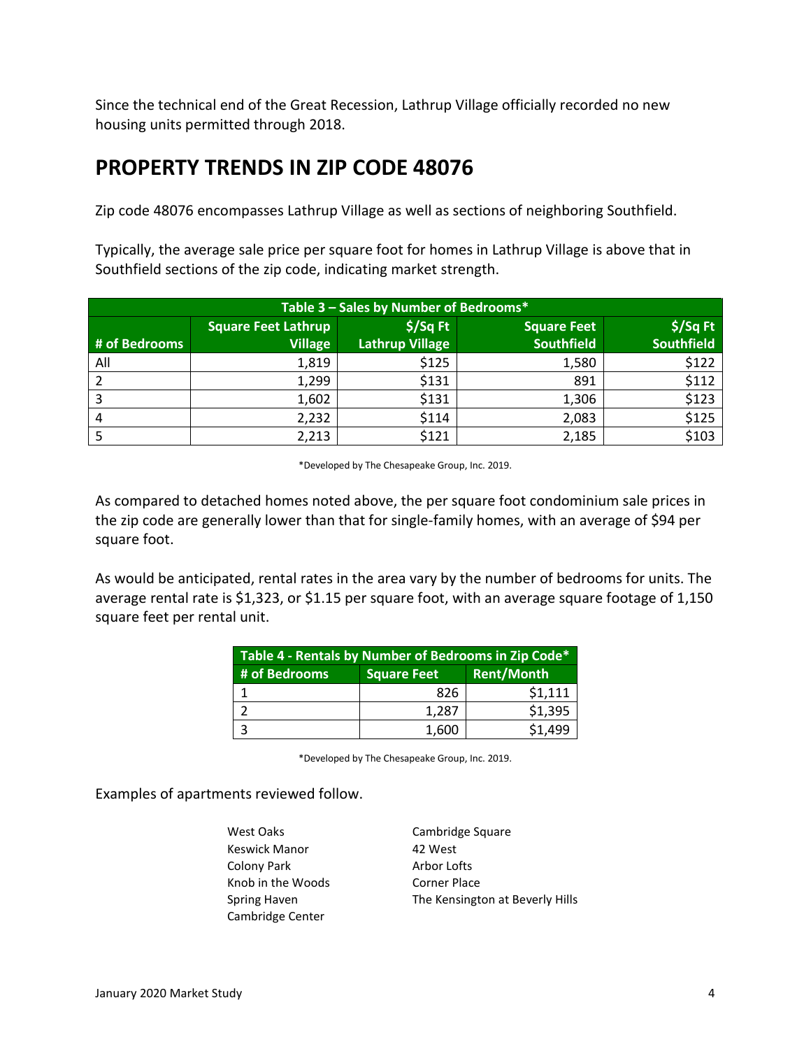Since the technical end of the Great Recession, Lathrup Village officially recorded no new housing units permitted through 2018.

## PROPERTY TRENDS IN ZIP CODE 48076

Zip code 48076 encompasses Lathrup Village as well as sections of neighboring Southfield.

Typically, the average sale price per square foot for homes in Lathrup Village is above that in Southfield sections of the zip code, indicating market strength.

**Table 3 – Sales by Number of Bedrooms***

| # of Bedrooms | Square Feet Lathrup Village | $/Sq Ft Lathrup Village | Square Feet Southfield | $/Sq Ft Southfield |
|---|---|---|---|---|
| All | 1,819 | $125 | 1,580 | $122 |
| 2 | 1,299 | $131 | 891 | $112 |
| 3 | 1,602 | $131 | 1,306 | $123 |
| 4 | 2,232 | $114 | 2,083 | $125 |
| 5 | 2,213 | $121 | 2,185 | $103 |

*Developed by The Chesapeake Group, Inc. 2019.

As compared to detached homes noted above, the per square foot condominium sale prices in the zip code are generally lower than that for single-family homes, with an average of $94 per square foot.

As would be anticipated, rental rates in the area vary by the number of bedrooms for units. The average rental rate is $1,323, or $1.15 per square foot, with an average square footage of 1,150 square feet per rental unit.

**Table 4 - Rentals by Number of Bedrooms in Zip Code***

| # of Bedrooms | Square Feet | Rent/Month |
|---|---|---|
| 1 | 826 | $1,111 |
| 2 | 1,287 | $1,395 |
| 3 | 1,600 | $1,499 |

*Developed by The Chesapeake Group, Inc. 2019.

Examples of apartments reviewed follow.

- West Oaks
- Keswick Manor
- Colony Park
- Knob in the Woods
- Spring Haven
- Cambridge Center
- Cambridge Square
- 42 West
- Arbor Lofts
- Corner Place
- The Kensington at Beverly Hills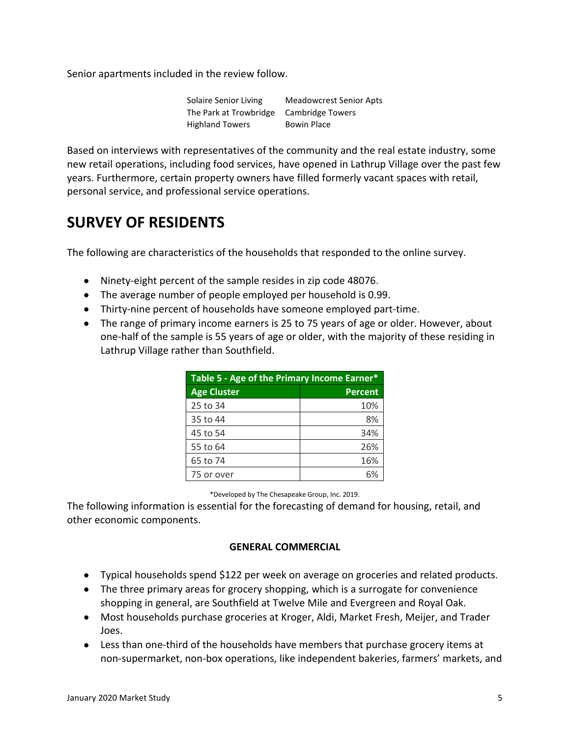Senior apartments included in the review follow.

| | |
|---|---|
| Solaire Senior Living | Meadowcrest Senior Apts |
| The Park at Trowbridge | Cambridge Towers |
| Highland Towers | Bowin Place |

Based on interviews with representatives of the community and the real estate industry, some new retail operations, including food services, have opened in Lathrup Village over the past few years. Furthermore, certain property owners have filled formerly vacant spaces with retail, personal service, and professional service operations.

# SURVEY OF RESIDENTS

The following are characteristics of the households that responded to the online survey.

- Ninety-eight percent of the sample resides in zip code 48076.
- The average number of people employed per household is 0.99.
- Thirty-nine percent of households have someone employed part-time.
- The range of primary income earners is 25 to 75 years of age or older. However, about one-half of the sample is 55 years of age or older, with the majority of these residing in Lathrup Village rather than Southfield.

| Table 5 - Age of the Primary Income Earner* | |
|---|---|
| **Age Cluster** | **Percent** |
| 25 to 34 | 10% |
| 35 to 44 | 8% |
| 45 to 54 | 34% |
| 55 to 64 | 26% |
| 65 to 74 | 16% |
| 75 or over | 6% |

*Developed by The Chesapeake Group, Inc. 2019.

The following information is essential for the forecasting of demand for housing, retail, and other economic components.

**GENERAL COMMERCIAL**

- Typical households spend $122 per week on average on groceries and related products.
- The three primary areas for grocery shopping, which is a surrogate for convenience shopping in general, are Southfield at Twelve Mile and Evergreen and Royal Oak.
- Most households purchase groceries at Kroger, Aldi, Market Fresh, Meijer, and Trader Joes.
- Less than one-third of the households have members that purchase grocery items at non-supermarket, non-box operations, like independent bakeries, farmers' markets, and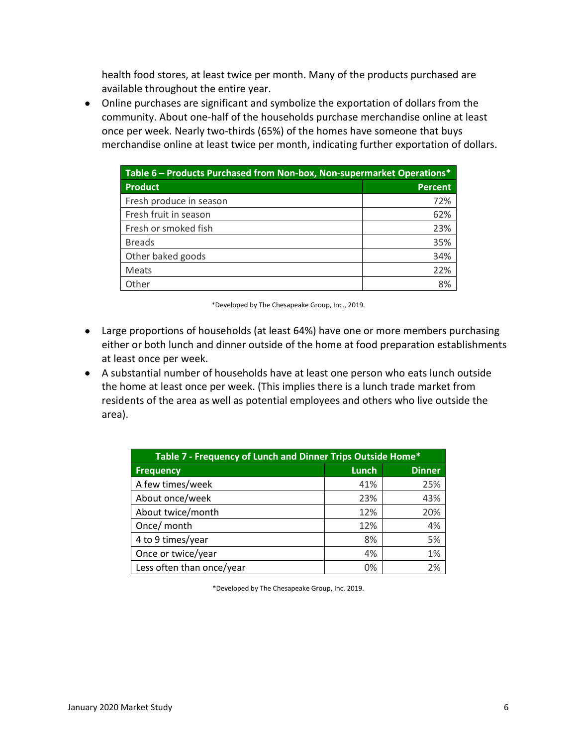health food stores, at least twice per month. Many of the products purchased are available throughout the entire year.

- Online purchases are significant and symbolize the exportation of dollars from the community. About one-half of the households purchase merchandise online at least once per week. Nearly two-thirds (65%) of the homes have someone that buys merchandise online at least twice per month, indicating further exportation of dollars.

| Table 6 – Products Purchased from Non-box, Non-supermarket Operations* | |
|---|---|
| **Product** | **Percent** |
| Fresh produce in season | 72% |
| Fresh fruit in season | 62% |
| Fresh or smoked fish | 23% |
| Breads | 35% |
| Other baked goods | 34% |
| Meats | 22% |
| Other | 8% |

*Developed by The Chesapeake Group, Inc., 2019.

- Large proportions of households (at least 64%) have one or more members purchasing either or both lunch and dinner outside of the home at food preparation establishments at least once per week.
- A substantial number of households have at least one person who eats lunch outside the home at least once per week. (This implies there is a lunch trade market from residents of the area as well as potential employees and others who live outside the area).

| Table 7 - Frequency of Lunch and Dinner Trips Outside Home* | | |
|---|---|---|
| **Frequency** | **Lunch** | **Dinner** |
| A few times/week | 41% | 25% |
| About once/week | 23% | 43% |
| About twice/month | 12% | 20% |
| Once/ month | 12% | 4% |
| 4 to 9 times/year | 8% | 5% |
| Once or twice/year | 4% | 1% |
| Less often than once/year | 0% | 2% |

*Developed by The Chesapeake Group, Inc. 2019.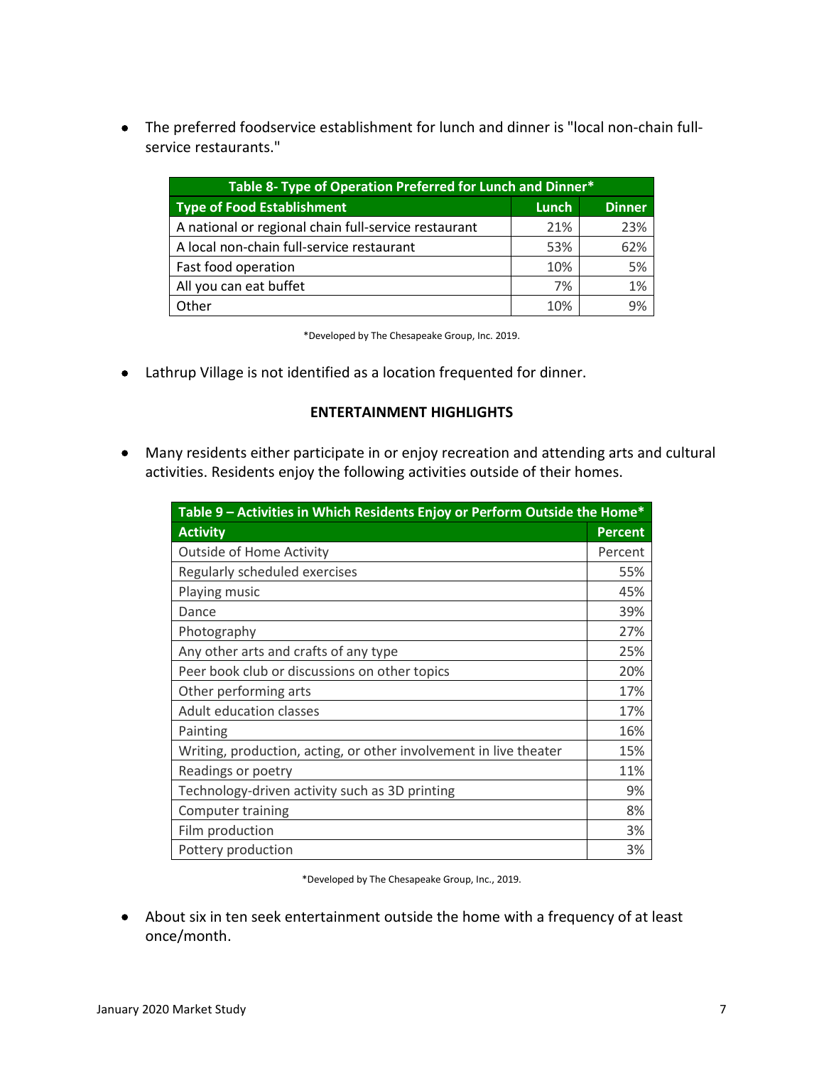- The preferred foodservice establishment for lunch and dinner is "local non-chain full-service restaurants."

| Table 8- Type of Operation Preferred for Lunch and Dinner* | | |
|---|---|---|
| **Type of Food Establishment** | **Lunch** | **Dinner** |
| A national or regional chain full-service restaurant | 21% | 23% |
| A local non-chain full-service restaurant | 53% | 62% |
| Fast food operation | 10% | 5% |
| All you can eat buffet | 7% | 1% |
| Other | 10% | 9% |

*Developed by The Chesapeake Group, Inc. 2019.

- Lathrup Village is not identified as a location frequented for dinner.

**ENTERTAINMENT HIGHLIGHTS**

- Many residents either participate in or enjoy recreation and attending arts and cultural activities. Residents enjoy the following activities outside of their homes.

| Table 9 – Activities in Which Residents Enjoy or Perform Outside the Home* | |
|---|---|
| **Activity** | **Percent** |
| Outside of Home Activity | Percent |
| Regularly scheduled exercises | 55% |
| Playing music | 45% |
| Dance | 39% |
| Photography | 27% |
| Any other arts and crafts of any type | 25% |
| Peer book club or discussions on other topics | 20% |
| Other performing arts | 17% |
| Adult education classes | 17% |
| Painting | 16% |
| Writing, production, acting, or other involvement in live theater | 15% |
| Readings or poetry | 11% |
| Technology-driven activity such as 3D printing | 9% |
| Computer training | 8% |
| Film production | 3% |
| Pottery production | 3% |

*Developed by The Chesapeake Group, Inc., 2019.

- About six in ten seek entertainment outside the home with a frequency of at least once/month.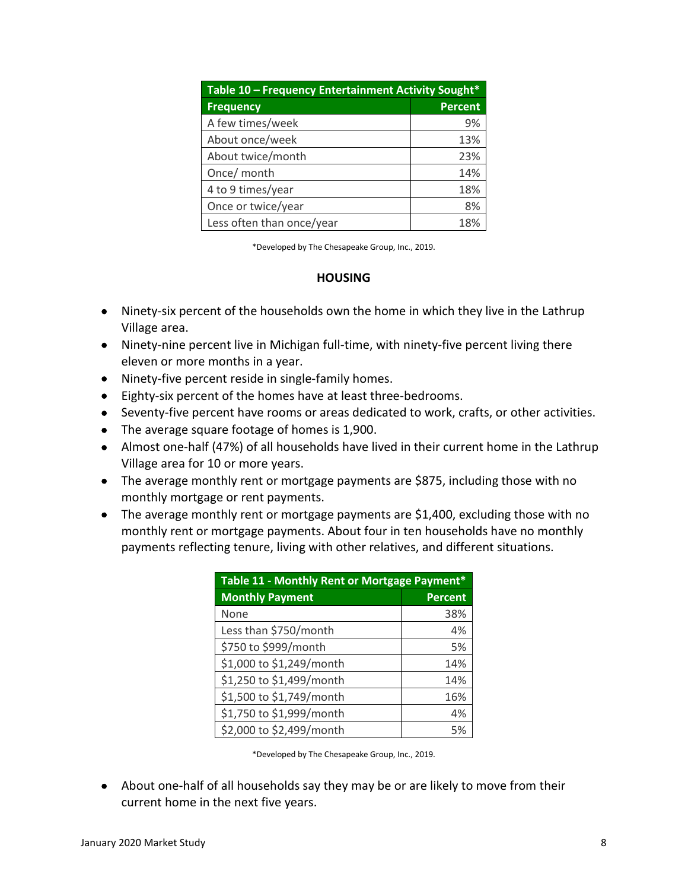| Table 10 – Frequency Entertainment Activity Sought* | |
|---|---|
| **Frequency** | **Percent** |
| A few times/week | 9% |
| About once/week | 13% |
| About twice/month | 23% |
| Once/ month | 14% |
| 4 to 9 times/year | 18% |
| Once or twice/year | 8% |
| Less often than once/year | 18% |

*Developed by The Chesapeake Group, Inc., 2019.

## HOUSING

- Ninety-six percent of the households own the home in which they live in the Lathrup Village area.
- Ninety-nine percent live in Michigan full-time, with ninety-five percent living there eleven or more months in a year.
- Ninety-five percent reside in single-family homes.
- Eighty-six percent of the homes have at least three-bedrooms.
- Seventy-five percent have rooms or areas dedicated to work, crafts, or other activities.
- The average square footage of homes is 1,900.
- Almost one-half (47%) of all households have lived in their current home in the Lathrup Village area for 10 or more years.
- The average monthly rent or mortgage payments are $875, including those with no monthly mortgage or rent payments.
- The average monthly rent or mortgage payments are $1,400, excluding those with no monthly rent or mortgage payments. About four in ten households have no monthly payments reflecting tenure, living with other relatives, and different situations.

| Table 11 - Monthly Rent or Mortgage Payment* | |
|---|---|
| **Monthly Payment** | **Percent** |
| None | 38% |
| Less than $750/month | 4% |
| $750 to $999/month | 5% |
| $1,000 to $1,249/month | 14% |
| $1,250 to $1,499/month | 14% |
| $1,500 to $1,749/month | 16% |
| $1,750 to $1,999/month | 4% |
| $2,000 to $2,499/month | 5% |

*Developed by The Chesapeake Group, Inc., 2019.

- About one-half of all households say they may be or are likely to move from their current home in the next five years.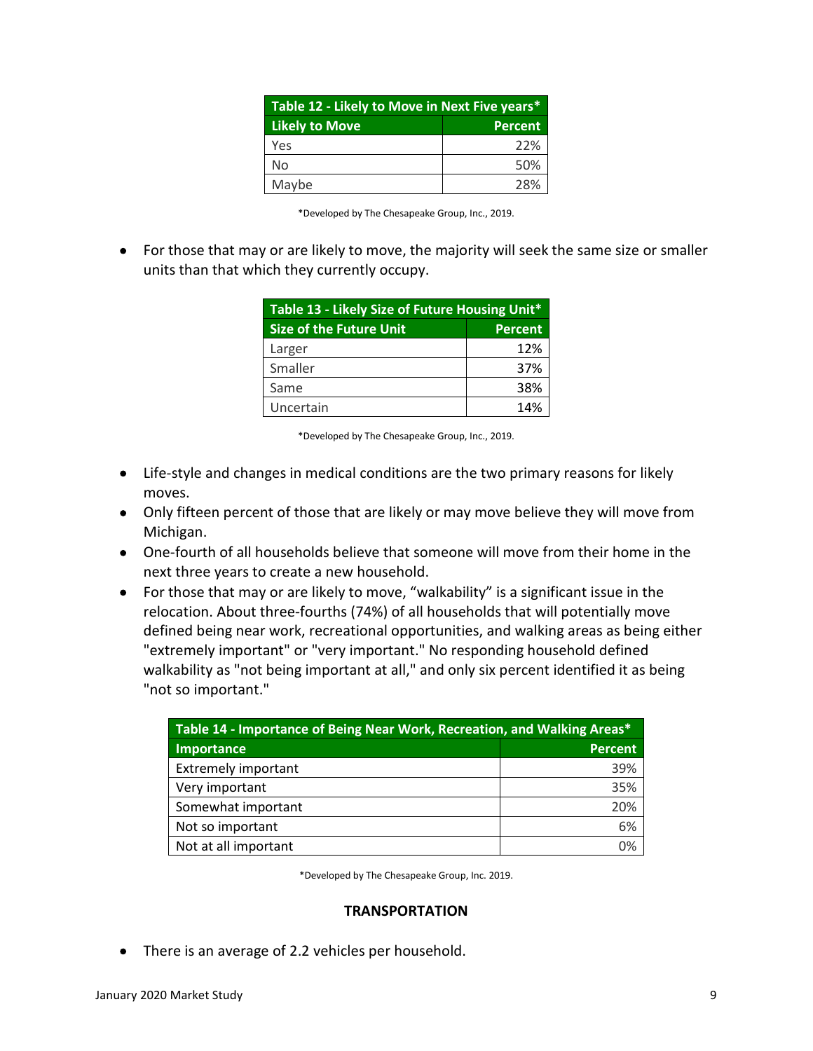| Table 12 - Likely to Move in Next Five years* | |
|---|---|
| **Likely to Move** | **Percent** |
| Yes | 22% |
| No | 50% |
| Maybe | 28% |

*Developed by The Chesapeake Group, Inc., 2019.

- For those that may or are likely to move, the majority will seek the same size or smaller units than that which they currently occupy.

| Table 13 - Likely Size of Future Housing Unit* | |
|---|---|
| **Size of the Future Unit** | **Percent** |
| Larger | 12% |
| Smaller | 37% |
| Same | 38% |
| Uncertain | 14% |

*Developed by The Chesapeake Group, Inc., 2019.

- Life-style and changes in medical conditions are the two primary reasons for likely moves.
- Only fifteen percent of those that are likely or may move believe they will move from Michigan.
- One-fourth of all households believe that someone will move from their home in the next three years to create a new household.
- For those that may or are likely to move, "walkability" is a significant issue in the relocation. About three-fourths (74%) of all households that will potentially move defined being near work, recreational opportunities, and walking areas as being either "extremely important" or "very important." No responding household defined walkability as "not being important at all," and only six percent identified it as being "not so important."

| Table 14 - Importance of Being Near Work, Recreation, and Walking Areas* | |
|---|---|
| **Importance** | **Percent** |
| Extremely important | 39% |
| Very important | 35% |
| Somewhat important | 20% |
| Not so important | 6% |
| Not at all important | 0% |

*Developed by The Chesapeake Group, Inc. 2019.

## TRANSPORTATION

- There is an average of 2.2 vehicles per household.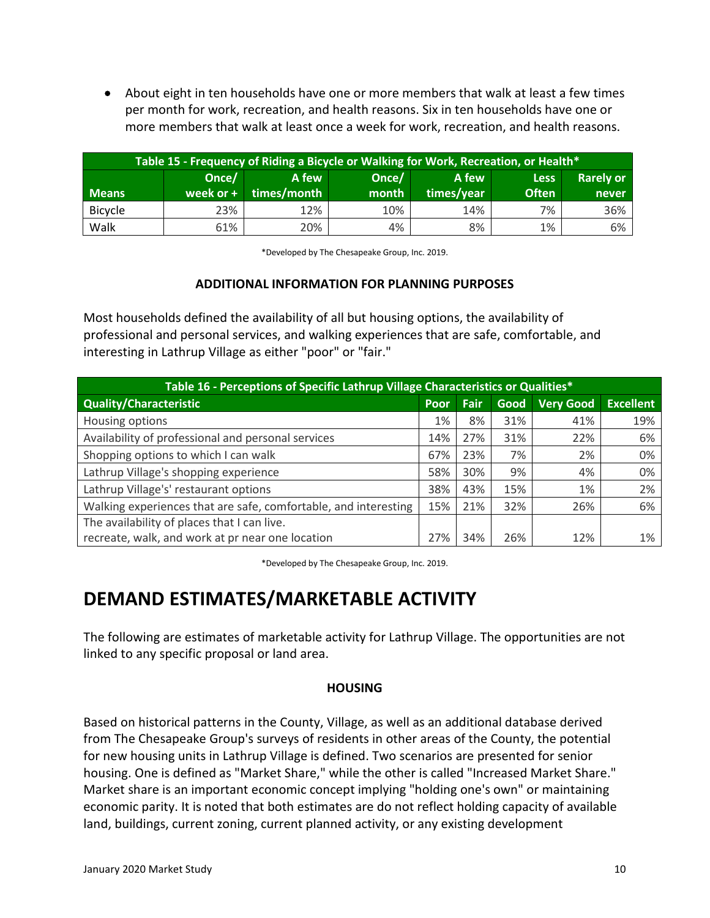- About eight in ten households have one or more members that walk at least a few times per month for work, recreation, and health reasons. Six in ten households have one or more members that walk at least once a week for work, recreation, and health reasons.

| Table 15 - Frequency of Riding a Bicycle or Walking for Work, Recreation, or Health* | | | | | | |
|---|---|---|---|---|---|---|
| Means | Once/ week or + | A few times/month | Once/ month | A few times/year | Less Often | Rarely or never |
| Bicycle | 23% | 12% | 10% | 14% | 7% | 36% |
| Walk | 61% | 20% | 4% | 8% | 1% | 6% |

*Developed by The Chesapeake Group, Inc. 2019.

### ADDITIONAL INFORMATION FOR PLANNING PURPOSES

Most households defined the availability of all but housing options, the availability of professional and personal services, and walking experiences that are safe, comfortable, and interesting in Lathrup Village as either "poor" or "fair."

| Table 16 - Perceptions of Specific Lathrup Village Characteristics or Qualities* | | | | | |
|---|---|---|---|---|---|
| Quality/Characteristic | Poor | Fair | Good | Very Good | Excellent |
| Housing options | 1% | 8% | 31% | 41% | 19% |
| Availability of professional and personal services | 14% | 27% | 31% | 22% | 6% |
| Shopping options to which I can walk | 67% | 23% | 7% | 2% | 0% |
| Lathrup Village's shopping experience | 58% | 30% | 9% | 4% | 0% |
| Lathrup Villages's' restaurant options | 38% | 43% | 15% | 1% | 2% |
| Walking experiences that are safe, comfortable, and interesting | 15% | 21% | 32% | 26% | 6% |
| The availability of places that I can live. recreate, walk, and work at pr near one location | 27% | 34% | 26% | 12% | 1% |

*Developed by The Chesapeake Group, Inc. 2019.

# DEMAND ESTIMATES/MARKETABLE ACTIVITY

The following are estimates of marketable activity for Lathrup Village. The opportunities are not linked to any specific proposal or land area.

### HOUSING

Based on historical patterns in the County, Village, as well as an additional database derived from The Chesapeake Group's surveys of residents in other areas of the County, the potential for new housing units in Lathrup Village is defined. Two scenarios are presented for senior housing. One is defined as "Market Share," while the other is called "Increased Market Share." Market share is an important economic concept implying "holding one's own" or maintaining economic parity. It is noted that both estimates are do not reflect holding capacity of available land, buildings, current zoning, current planned activity, or any existing development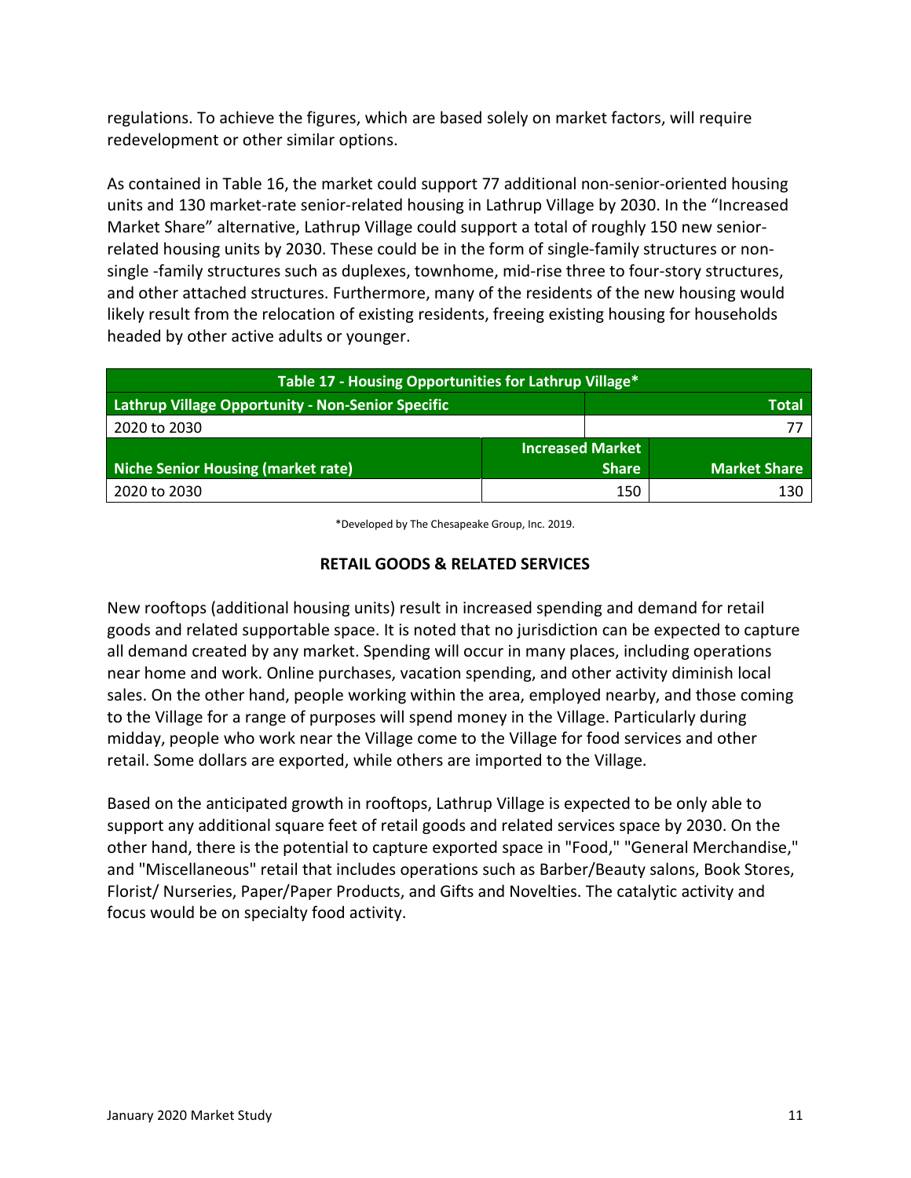regulations. To achieve the figures, which are based solely on market factors, will require redevelopment or other similar options.

As contained in Table 16, the market could support 77 additional non-senior-oriented housing units and 130 market-rate senior-related housing in Lathrup Village by 2030. In the "Increased Market Share" alternative, Lathrup Village could support a total of roughly 150 new senior-related housing units by 2030. These could be in the form of single-family structures or non-single -family structures such as duplexes, townhome, mid-rise three to four-story structures, and other attached structures. Furthermore, many of the residents of the new housing would likely result from the relocation of existing residents, freeing existing housing for households headed by other active adults or younger.

| Table 17 - Housing Opportunities for Lathrup Village* | | |
|---|---|---|
| **Lathrup Village Opportunity - Non-Senior Specific** | | **Total** |
| 2020 to 2030 | | 77 |
| **Niche Senior Housing (market rate)** | **Increased Market Share** | **Market Share** |
| 2020 to 2030 | 150 | 130 |

*Developed by The Chesapeake Group, Inc. 2019.

## RETAIL GOODS & RELATED SERVICES

New rooftops (additional housing units) result in increased spending and demand for retail goods and related supportable space. It is noted that no jurisdiction can be expected to capture all demand created by any market. Spending will occur in many places, including operations near home and work. Online purchases, vacation spending, and other activity diminish local sales. On the other hand, people working within the area, employed nearby, and those coming to the Village for a range of purposes will spend money in the Village. Particularly during midday, people who work near the Village come to the Village for food services and other retail. Some dollars are exported, while others are imported to the Village.

Based on the anticipated growth in rooftops, Lathrup Village is expected to be only able to support any additional square feet of retail goods and related services space by 2030. On the other hand, there is the potential to capture exported space in "Food," "General Merchandise," and "Miscellaneous" retail that includes operations such as Barber/Beauty salons, Book Stores, Florist/ Nurseries, Paper/Paper Products, and Gifts and Novelties. The catalytic activity and focus would be on specialty food activity.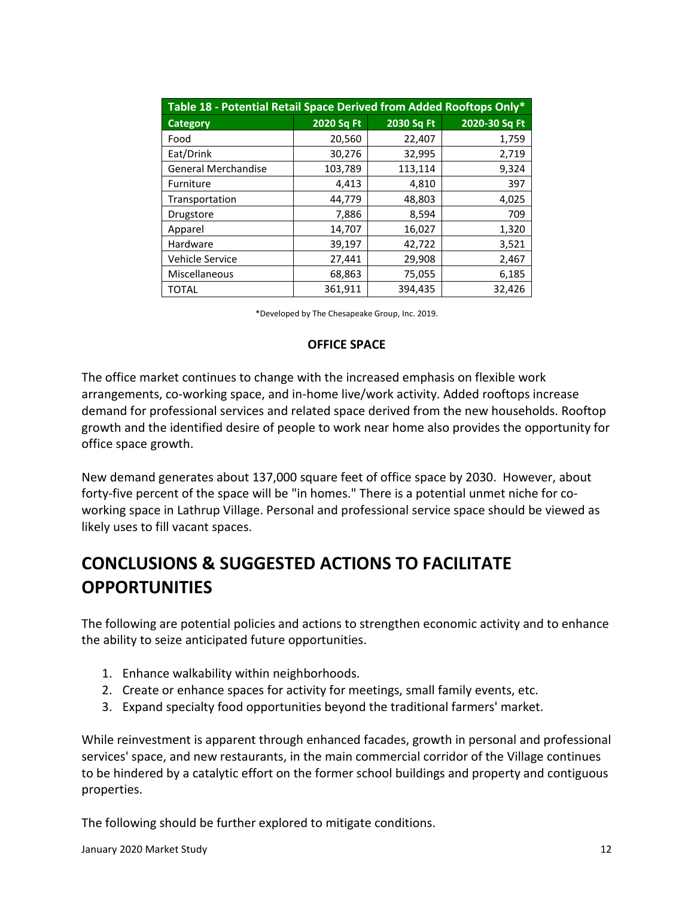| Table 18 - Potential Retail Space Derived from Added Rooftops Only* | | | |
|---|---|---|---|
| **Category** | **2020 Sq Ft** | **2030 Sq Ft** | **2020-30 Sq Ft** |
| Food | 20,560 | 22,407 | 1,759 |
| Eat/Drink | 30,276 | 32,995 | 2,719 |
| General Merchandise | 103,789 | 113,114 | 9,324 |
| Furniture | 4,413 | 4,810 | 397 |
| Transportation | 44,779 | 48,803 | 4,025 |
| Drugstore | 7,886 | 8,594 | 709 |
| Apparel | 14,707 | 16,027 | 1,320 |
| Hardware | 39,197 | 42,722 | 3,521 |
| Vehicle Service | 27,441 | 29,908 | 2,467 |
| Miscellaneous | 68,863 | 75,055 | 6,185 |
| TOTAL | 361,911 | 394,435 | 32,426 |

*Developed by The Chesapeake Group, Inc. 2019.

### OFFICE SPACE

The office market continues to change with the increased emphasis on flexible work arrangements, co-working space, and in-home live/work activity. Added rooftops increase demand for professional services and related space derived from the new households. Rooftop growth and the identified desire of people to work near home also provides the opportunity for office space growth.

New demand generates about 137,000 square feet of office space by 2030. However, about forty-five percent of the space will be "in homes." There is a potential unmet niche for co-working space in Lathrup Village. Personal and professional service space should be viewed as likely uses to fill vacant spaces.

## CONCLUSIONS & SUGGESTED ACTIONS TO FACILITATE OPPORTUNITIES

The following are potential policies and actions to strengthen economic activity and to enhance the ability to seize anticipated future opportunities.

1. Enhance walkability within neighborhoods.
2. Create or enhance spaces for activity for meetings, small family events, etc.
3. Expand specialty food opportunities beyond the traditional farmers' market.

While reinvestment is apparent through enhanced facades, growth in personal and professional services' space, and new restaurants, in the main commercial corridor of the Village continues to be hindered by a catalytic effort on the former school buildings and property and contiguous properties.

The following should be further explored to mitigate conditions.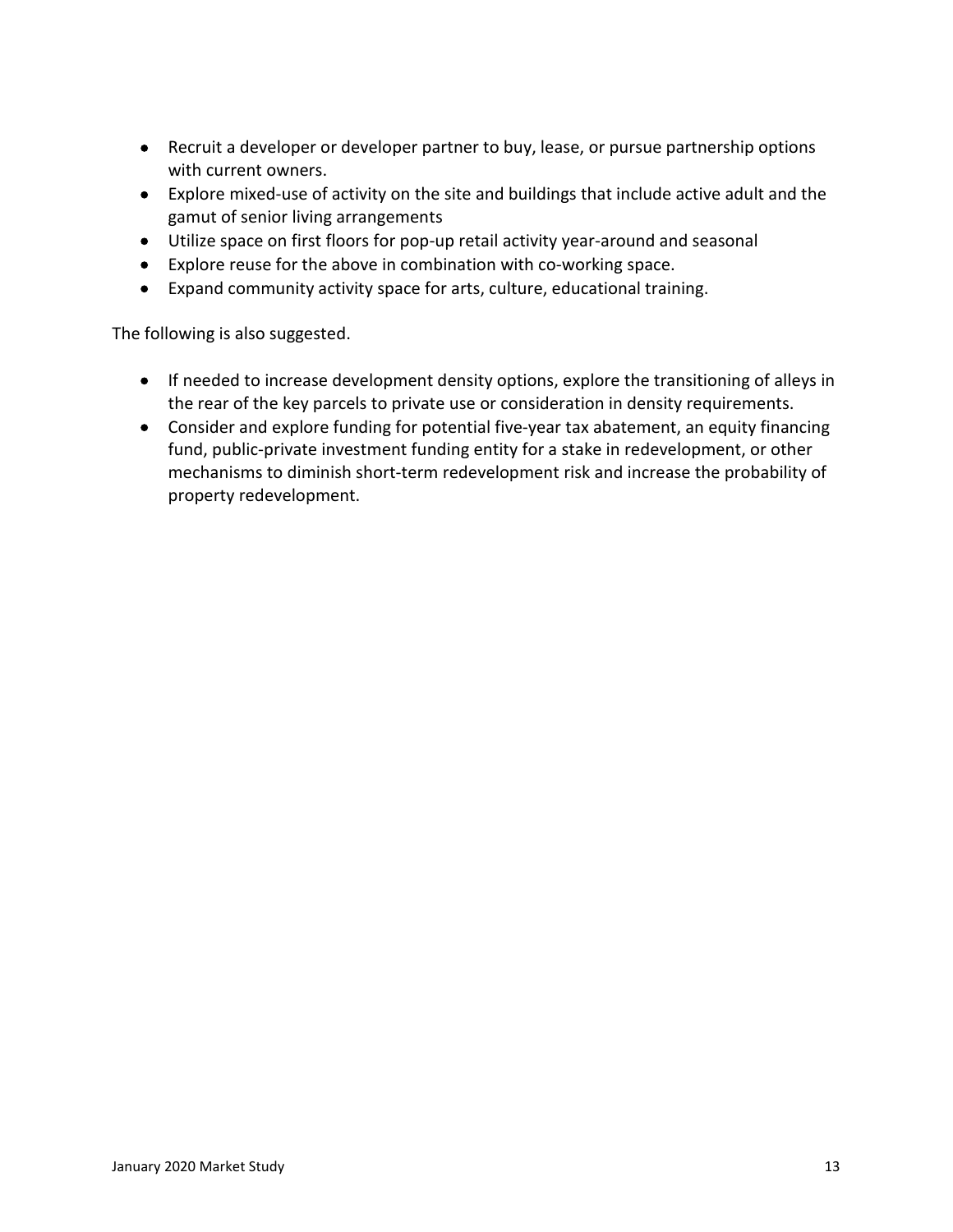- Recruit a developer or developer partner to buy, lease, or pursue partnership options with current owners.
- Explore mixed-use of activity on the site and buildings that include active adult and the gamut of senior living arrangements
- Utilize space on first floors for pop-up retail activity year-around and seasonal
- Explore reuse for the above in combination with co-working space.
- Expand community activity space for arts, culture, educational training.

The following is also suggested.

- If needed to increase development density options, explore the transitioning of alleys in the rear of the key parcels to private use or consideration in density requirements.
- Consider and explore funding for potential five-year tax abatement, an equity financing fund, public-private investment funding entity for a stake in redevelopment, or other mechanisms to diminish short-term redevelopment risk and increase the probability of property redevelopment.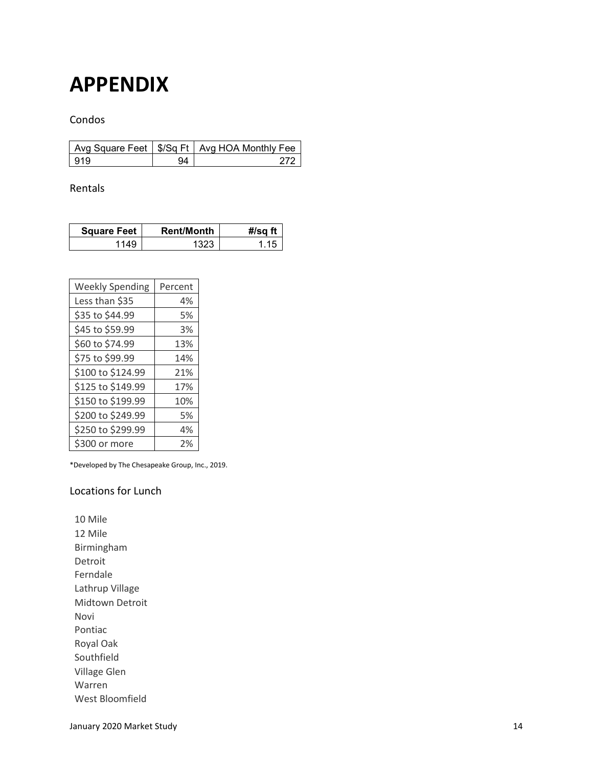# APPENDIX

Condos

| Avg Square Feet | $/Sq Ft | Avg HOA Monthly Fee |
|---|---|---|
| 919 | 94 | 272 |

Rentals

| Square Feet | Rent/Month | #/sq ft |
|---|---|---|
| 1149 | 1323 | 1.15 |

| Weekly Spending | Percent |
|---|---|
| Less than $35 | 4% |
| $35 to $44.99 | 5% |
| $45 to $59.99 | 3% |
| $60 to $74.99 | 13% |
| $75 to $99.99 | 14% |
| $100 to $124.99 | 21% |
| $125 to $149.99 | 17% |
| $150 to $199.99 | 10% |
| $200 to $249.99 | 5% |
| $250 to $299.99 | 4% |
| $300 or more | 2% |

*Developed by The Chesapeake Group, Inc., 2019.

## Locations for Lunch

10 Mile
12 Mile
Birmingham
Detroit
Ferndale
Lathrup Village
Midtown Detroit
Novi
Pontiac
Royal Oak
Southfield
Village Glen
Warren
West Bloomfield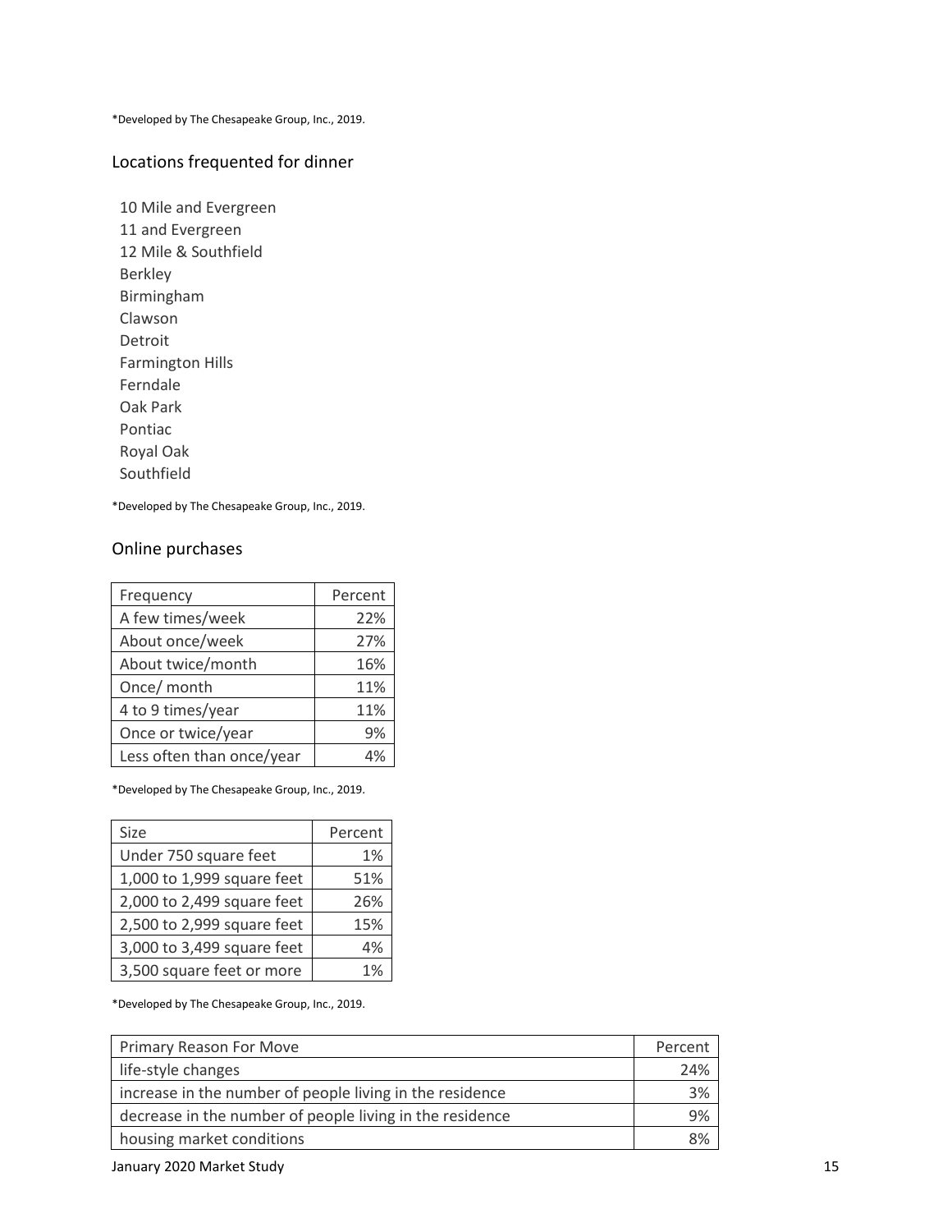*Developed by The Chesapeake Group, Inc., 2019.

## Locations frequented for dinner

10 Mile and Evergreen
11 and Evergreen
12 Mile & Southfield
Berkley
Birmingham
Clawson
Detroit
Farmington Hills
Ferndale
Oak Park
Pontiac
Royal Oak
Southfield

*Developed by The Chesapeake Group, Inc., 2019.

## Online purchases

| Frequency | Percent |
|---|---|
| A few times/week | 22% |
| About once/week | 27% |
| About twice/month | 16% |
| Once/ month | 11% |
| 4 to 9 times/year | 11% |
| Once or twice/year | 9% |
| Less often than once/year | 4% |

*Developed by The Chesapeake Group, Inc., 2019.

| Size | Percent |
|---|---|
| Under 750 square feet | 1% |
| 1,000 to 1,999 square feet | 51% |
| 2,000 to 2,499 square feet | 26% |
| 2,500 to 2,999 square feet | 15% |
| 3,000 to 3,499 square feet | 4% |
| 3,500 square feet or more | 1% |

*Developed by The Chesapeake Group, Inc., 2019.

| Primary Reason For Move | Percent |
|---|---|
| life-style changes | 24% |
| increase in the number of people living in the residence | 3% |
| decrease in the number of people living in the residence | 9% |
| housing market conditions | 8% |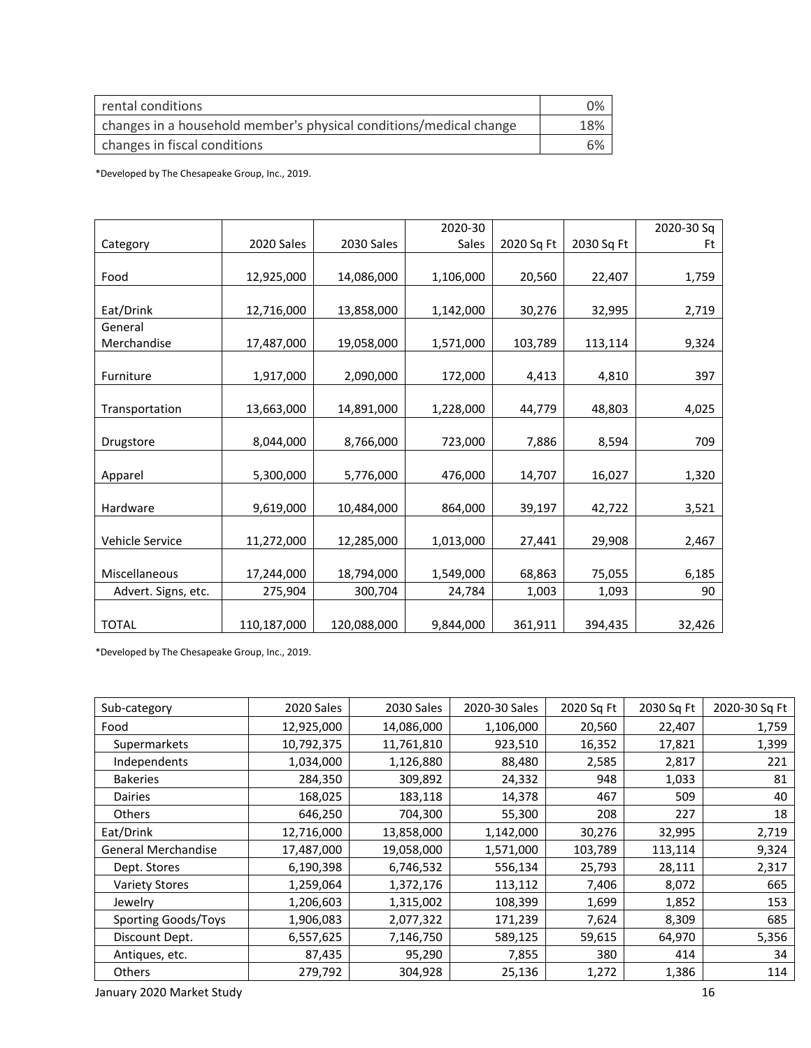| rental conditions | 0% |
|---|---|
| changes in a household member's physical conditions/medical change | 18% |
| changes in fiscal conditions | 6% |

*Developed by The Chesapeake Group, Inc., 2019.

| Category | 2020 Sales | 2030 Sales | 2020-30 Sales | 2020 Sq Ft | 2030 Sq Ft | 2020-30 Sq Ft |
|---|---|---|---|---|---|---|
| Food | 12,925,000 | 14,086,000 | 1,106,000 | 20,560 | 22,407 | 1,759 |
| Eat/Drink | 12,716,000 | 13,858,000 | 1,142,000 | 30,276 | 32,995 | 2,719 |
| General Merchandise | 17,487,000 | 19,058,000 | 1,571,000 | 103,789 | 113,114 | 9,324 |
| Furniture | 1,917,000 | 2,090,000 | 172,000 | 4,413 | 4,810 | 397 |
| Transportation | 13,663,000 | 14,891,000 | 1,228,000 | 44,779 | 48,803 | 4,025 |
| Drugstore | 8,044,000 | 8,766,000 | 723,000 | 7,886 | 8,594 | 709 |
| Apparel | 5,300,000 | 5,776,000 | 476,000 | 14,707 | 16,027 | 1,320 |
| Hardware | 9,619,000 | 10,484,000 | 864,000 | 39,197 | 42,722 | 3,521 |
| Vehicle Service | 11,272,000 | 12,285,000 | 1,013,000 | 27,441 | 29,908 | 2,467 |
| Miscellaneous | 17,244,000 | 18,794,000 | 1,549,000 | 68,863 | 75,055 | 6,185 |
| Advert. Signs, etc. | 275,904 | 300,704 | 24,784 | 1,003 | 1,093 | 90 |
| TOTAL | 110,187,000 | 120,088,000 | 9,844,000 | 361,911 | 394,435 | 32,426 |

*Developed by The Chesapeake Group, Inc., 2019.

| Sub-category | 2020 Sales | 2030 Sales | 2020-30 Sales | 2020 Sq Ft | 2030 Sq Ft | 2020-30 Sq Ft |
|---|---|---|---|---|---|---|
| Food | 12,925,000 | 14,086,000 | 1,106,000 | 20,560 | 22,407 | 1,759 |
| Supermarkets | 10,792,375 | 11,761,810 | 923,510 | 16,352 | 17,821 | 1,399 |
| Independents | 1,034,000 | 1,126,880 | 88,480 | 2,585 | 2,817 | 221 |
| Bakeries | 284,350 | 309,892 | 24,332 | 948 | 1,033 | 81 |
| Dairies | 168,025 | 183,118 | 14,378 | 467 | 509 | 40 |
| Others | 646,250 | 704,300 | 55,300 | 208 | 227 | 18 |
| Eat/Drink | 12,716,000 | 13,858,000 | 1,142,000 | 30,276 | 32,995 | 2,719 |
| General Merchandise | 17,487,000 | 19,058,000 | 1,571,000 | 103,789 | 113,114 | 9,324 |
| Dept. Stores | 6,190,398 | 6,746,532 | 556,134 | 25,793 | 28,111 | 2,317 |
| Variety Stores | 1,259,064 | 1,372,176 | 113,112 | 7,406 | 8,072 | 665 |
| Jewelry | 1,206,603 | 1,315,002 | 108,399 | 1,699 | 1,852 | 153 |
| Sporting Goods/Toys | 1,906,083 | 2,077,322 | 171,239 | 7,624 | 8,309 | 685 |
| Discount Dept. | 6,557,625 | 7,146,750 | 589,125 | 59,615 | 64,970 | 5,356 |
| Antiques, etc. | 87,435 | 95,290 | 7,855 | 380 | 414 | 34 |
| Others | 279,792 | 304,928 | 25,136 | 1,272 | 1,386 | 114 |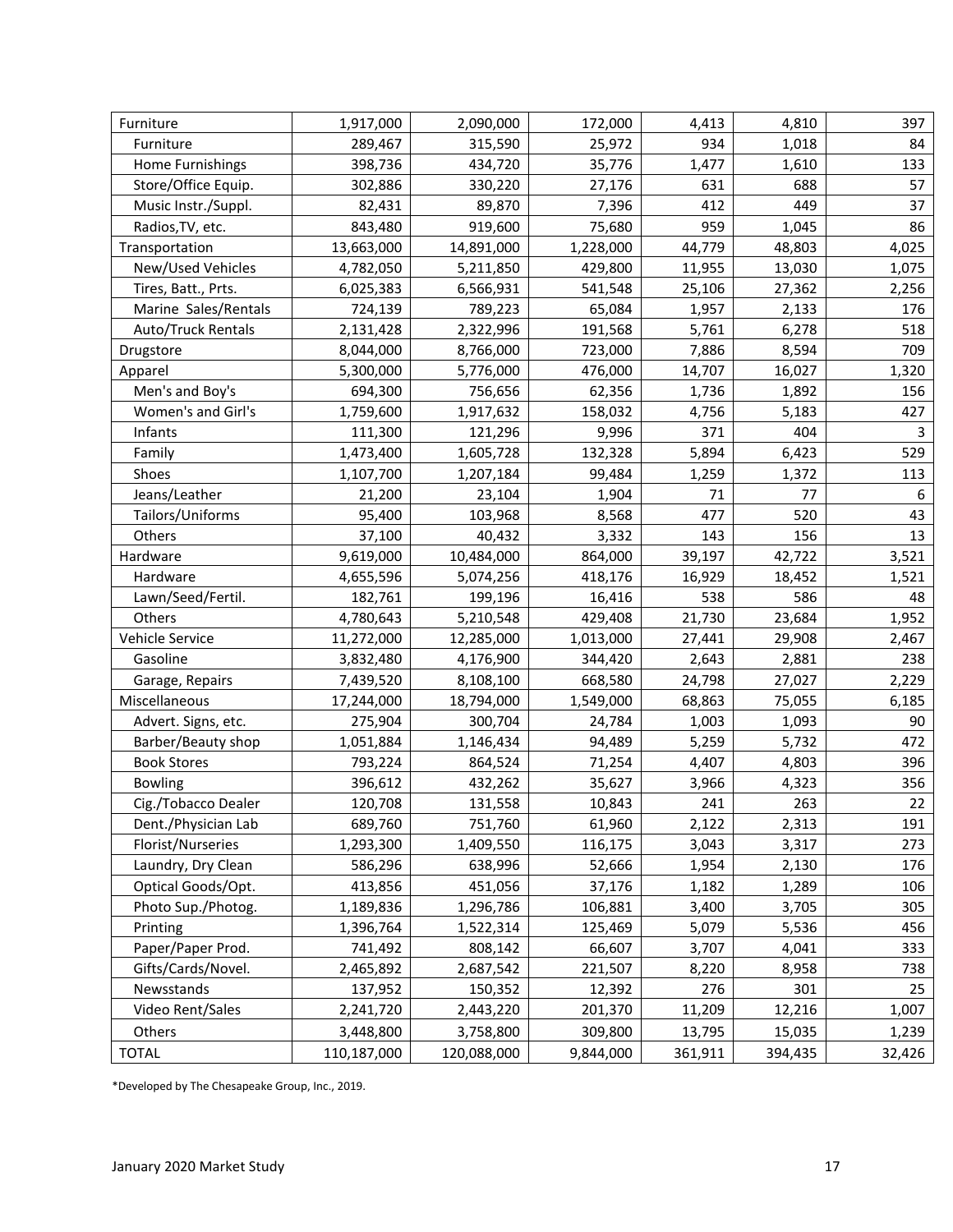| | | | | | | |
|---|---|---|---|---|---|---|
| Furniture | 1,917,000 | 2,090,000 | 172,000 | 4,413 | 4,810 | 397 |
| Furniture | 289,467 | 315,590 | 25,972 | 934 | 1,018 | 84 |
| Home Furnishings | 398,736 | 434,720 | 35,776 | 1,477 | 1,610 | 133 |
| Store/Office Equip. | 302,886 | 330,220 | 27,176 | 631 | 688 | 57 |
| Music Instr./Suppl. | 82,431 | 89,870 | 7,396 | 412 | 449 | 37 |
| Radios,TV, etc. | 843,480 | 919,600 | 75,680 | 959 | 1,045 | 86 |
| Transportation | 13,663,000 | 14,891,000 | 1,228,000 | 44,779 | 48,803 | 4,025 |
| New/Used Vehicles | 4,782,050 | 5,211,850 | 429,800 | 11,955 | 13,030 | 1,075 |
| Tires, Batt., Prts. | 6,025,383 | 6,566,931 | 541,548 | 25,106 | 27,362 | 2,256 |
| Marine Sales/Rentals | 724,139 | 789,223 | 65,084 | 1,957 | 2,133 | 176 |
| Auto/Truck Rentals | 2,131,428 | 2,322,996 | 191,568 | 5,761 | 6,278 | 518 |
| Drugstore | 8,044,000 | 8,766,000 | 723,000 | 7,886 | 8,594 | 709 |
| Apparel | 5,300,000 | 5,776,000 | 476,000 | 14,707 | 16,027 | 1,320 |
| Men's and Boy's | 694,300 | 756,656 | 62,356 | 1,736 | 1,892 | 156 |
| Women's and Girl's | 1,759,600 | 1,917,632 | 158,032 | 4,756 | 5,183 | 427 |
| Infants | 111,300 | 121,296 | 9,996 | 371 | 404 | 3 |
| Family | 1,473,400 | 1,605,728 | 132,328 | 5,894 | 6,423 | 529 |
| Shoes | 1,107,700 | 1,207,184 | 99,484 | 1,259 | 1,372 | 113 |
| Jeans/Leather | 21,200 | 23,104 | 1,904 | 71 | 77 | 6 |
| Tailors/Uniforms | 95,400 | 103,968 | 8,568 | 477 | 520 | 43 |
| Others | 37,100 | 40,432 | 3,332 | 143 | 156 | 13 |
| Hardware | 9,619,000 | 10,484,000 | 864,000 | 39,197 | 42,722 | 3,521 |
| Hardware | 4,655,596 | 5,074,256 | 418,176 | 16,929 | 18,452 | 1,521 |
| Lawn/Seed/Fertil. | 182,761 | 199,196 | 16,416 | 538 | 586 | 48 |
| Others | 4,780,643 | 5,210,548 | 429,408 | 21,730 | 23,684 | 1,952 |
| Vehicle Service | 11,272,000 | 12,285,000 | 1,013,000 | 27,441 | 29,908 | 2,467 |
| Gasoline | 3,832,480 | 4,176,900 | 344,420 | 2,643 | 2,881 | 238 |
| Garage, Repairs | 7,439,520 | 8,108,100 | 668,580 | 24,798 | 27,027 | 2,229 |
| Miscellaneous | 17,244,000 | 18,794,000 | 1,549,000 | 68,863 | 75,055 | 6,185 |
| Advert. Signs, etc. | 275,904 | 300,704 | 24,784 | 1,003 | 1,093 | 90 |
| Barber/Beauty shop | 1,051,884 | 1,146,434 | 94,489 | 5,259 | 5,732 | 472 |
| Book Stores | 793,224 | 864,524 | 71,254 | 4,407 | 4,803 | 396 |
| Bowling | 396,612 | 432,262 | 35,627 | 3,966 | 4,323 | 356 |
| Cig./Tobacco Dealer | 120,708 | 131,558 | 10,843 | 241 | 263 | 22 |
| Dent./Physician Lab | 689,760 | 751,760 | 61,960 | 2,122 | 2,313 | 191 |
| Florist/Nurseries | 1,293,300 | 1,409,550 | 116,175 | 3,043 | 3,317 | 273 |
| Laundry, Dry Clean | 586,296 | 638,996 | 52,666 | 1,954 | 2,130 | 176 |
| Optical Goods/Opt. | 413,856 | 451,056 | 37,176 | 1,182 | 1,289 | 106 |
| Photo Sup./Photog. | 1,189,836 | 1,296,786 | 106,881 | 3,400 | 3,705 | 305 |
| Printing | 1,396,764 | 1,522,314 | 125,469 | 5,079 | 5,536 | 456 |
| Paper/Paper Prod. | 741,492 | 808,142 | 66,607 | 3,707 | 4,041 | 333 |
| Gifts/Cards/Novel. | 2,465,892 | 2,687,542 | 221,507 | 8,220 | 8,958 | 738 |
| Newsstands | 137,952 | 150,352 | 12,392 | 276 | 301 | 25 |
| Video Rent/Sales | 2,241,720 | 2,443,220 | 201,370 | 11,209 | 12,216 | 1,007 |
| Others | 3,448,800 | 3,758,800 | 309,800 | 13,795 | 15,035 | 1,239 |
| TOTAL | 110,187,000 | 120,088,000 | 9,844,000 | 361,911 | 394,435 | 32,426 |

*Developed by The Chesapeake Group, Inc., 2019.